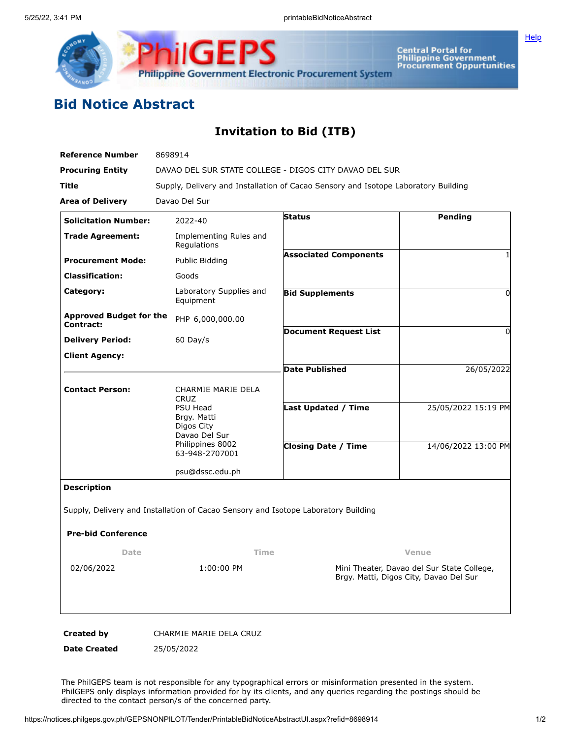# Bid Notice Abstract

## Invitation to Bid (ITB)

| | |
|---|---|
| **Reference Number** | 8698914 |
| **Procuring Entity** | DAVAO DEL SUR STATE COLLEGE - DIGOS CITY DAVAO DEL SUR |
| **Title** | Supply, Delivery and Installation of Cacao Sensory and Isotope Laboratory Building |
| **Area of Delivery** | Davao Del Sur |

| | |
|---|---|
| **Solicitation Number:** | 2022-40 |
| **Trade Agreement:** | Implementing Rules and Regulations |
| **Procurement Mode:** | Public Bidding |
| **Classification:** | Goods |
| **Category:** | Laboratory Supplies and Equipment |
| **Approved Budget for the Contract:** | PHP 6,000,000.00 |
| **Delivery Period:** | 60 Day/s |
| **Client Agency:** | |
| **Contact Person:** | CHARMIE MARIE DELA CRUZ<br>PSU Head<br>Brgy. Matti<br>Digos City<br>Davao Del Sur<br>Philippines 8002<br>63-948-2707001<br><br>psu@dssc.edu.ph |

| | |
|---|---|
| **Status** | Pending |
| **Associated Components** | 1 |
| **Bid Supplements** | 0 |
| **Document Request List** | 0 |
| **Date Published** | 26/05/2022 |
| **Last Updated / Time** | 25/05/2022 15:19 PM |
| **Closing Date / Time** | 14/06/2022 13:00 PM |

**Description**

Supply, Delivery and Installation of Cacao Sensory and Isotope Laboratory Building

**Pre-bid Conference**

| Date | Time | Venue |
|---|---|---|
| 02/06/2022 | 1:00:00 PM | Mini Theater, Davao del Sur State College, Brgy. Matti, Digos City, Davao Del Sur |

| | |
|---|---|
| **Created by** | CHARMIE MARIE DELA CRUZ |
| **Date Created** | 25/05/2022 |

The PhilGEPS team is not responsible for any typographical errors or misinformation presented in the system. PhilGEPS only displays information provided for by its clients, and any queries regarding the postings should be directed to the contact person/s of the concerned party.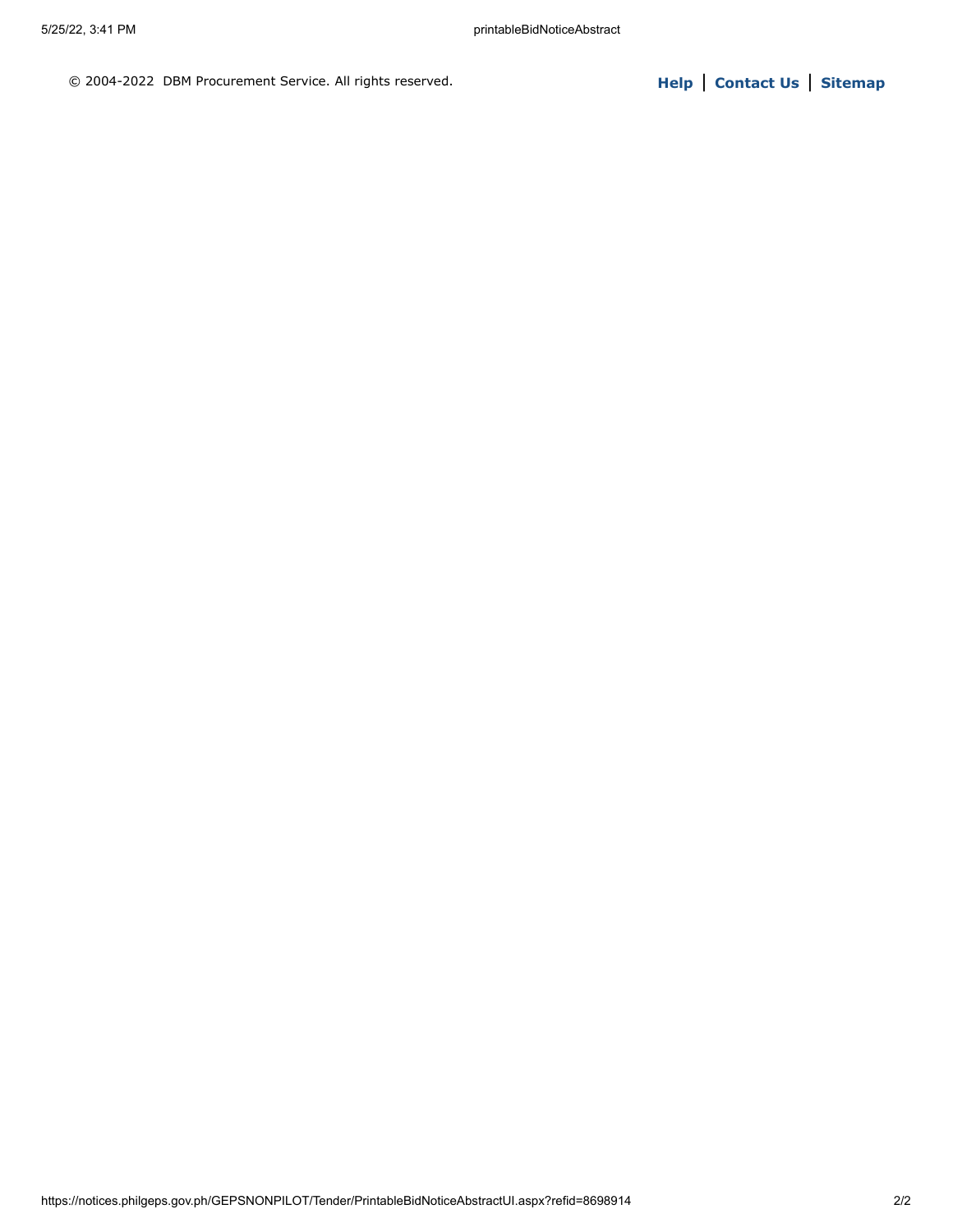© 2004-2022 DBM Procurement Service. All rights reserved.

**Help** | **Contact Us** | **Sitemap**